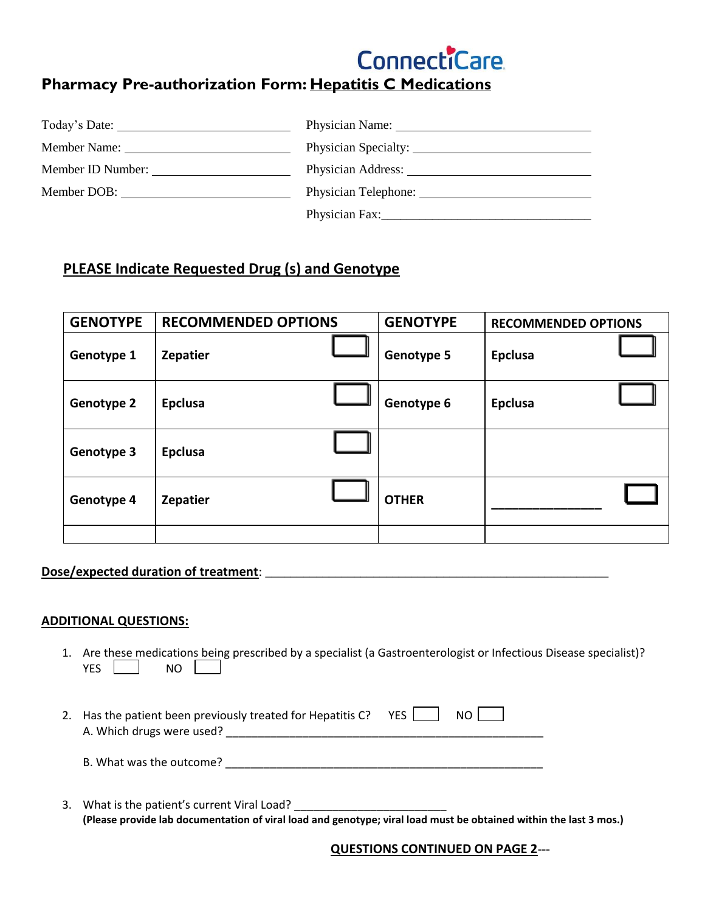ConnectiCare

# Pharmacy Pre-authorization Form: Hepatitis C Medications

Today's Date: ____________________________

Member Name: ____________________________

Member ID Number: ____________________________

Member DOB: ____________________________

Physician Name: ____________________________

Physician Specialty: ____________________________

Physician Address: ____________________________

Physician Telephone: ____________________________

Physician Fax: ____________________________

## PLEASE Indicate Requested Drug (s) and Genotype

| GENOTYPE | RECOMMENDED OPTIONS | | GENOTYPE | RECOMMENDED OPTIONS | |
|---|---|---|---|---|---|
| Genotype 1 | Zepatier | ☐ | Genotype 5 | Epclusa | ☐ |
| Genotype 2 | Epclusa | ☐ | Genotype 6 | Epclusa | ☐ |
| Genotype 3 | Epclusa | ☐ | | | |
| Genotype 4 | Zepatier | ☐ | OTHER | ________________ | ☐ |
| | | | | | |

**Dose/expected duration of treatment**: ____________________________________________________

**ADDITIONAL QUESTIONS:**

1. Are these medications being prescribed by a specialist (a Gastroenterologist or Infectious Disease specialist)?
   YES ☐ NO ☐

2. Has the patient been previously treated for Hepatitis C? YES ☐ NO ☐
   A. Which drugs were used? ____________________________________________________

   B. What was the outcome? ____________________________________________________

3. What is the patient's current Viral Load? ________________________
   **(Please provide lab documentation of viral load and genotype; viral load must be obtained within the last 3 mos.)**

**QUESTIONS CONTINUED ON PAGE 2**---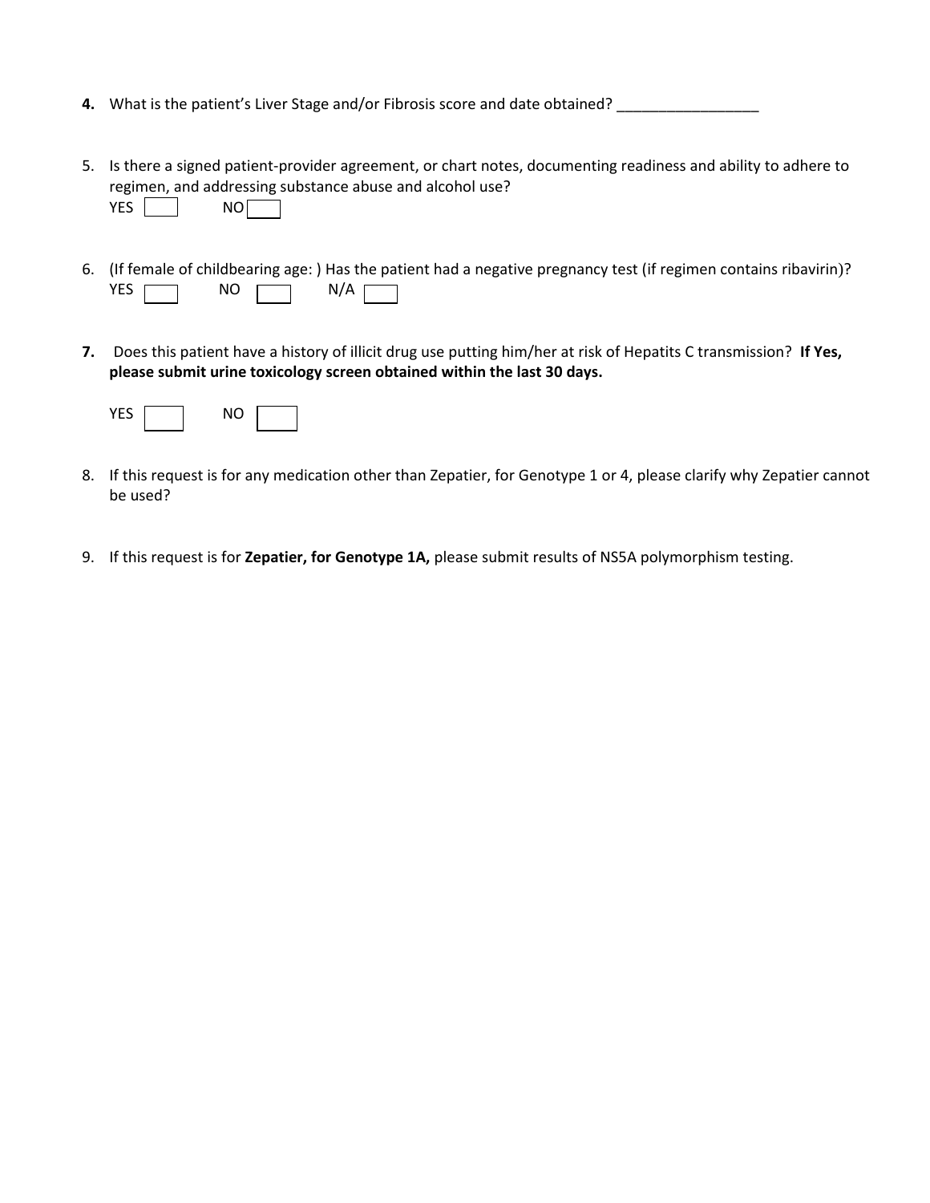**4.** What is the patient's Liver Stage and/or Fibrosis score and date obtained? _________________

5. Is there a signed patient-provider agreement, or chart notes, documenting readiness and ability to adhere to regimen, and addressing substance abuse and alcohol use?
   YES ☐ NO ☐

6. (If female of childbearing age: ) Has the patient had a negative pregnancy test (if regimen contains ribavirin)?
   YES ☐ NO ☐ N/A ☐

**7.** Does this patient have a history of illicit drug use putting him/her at risk of Hepatits C transmission? **If Yes, please submit urine toxicology screen obtained within the last 30 days.**

   YES ☐ NO ☐

8. If this request is for any medication other than Zepatier, for Genotype 1 or 4, please clarify why Zepatier cannot be used?

9. If this request is for **Zepatier, for Genotype 1A,** please submit results of NS5A polymorphism testing.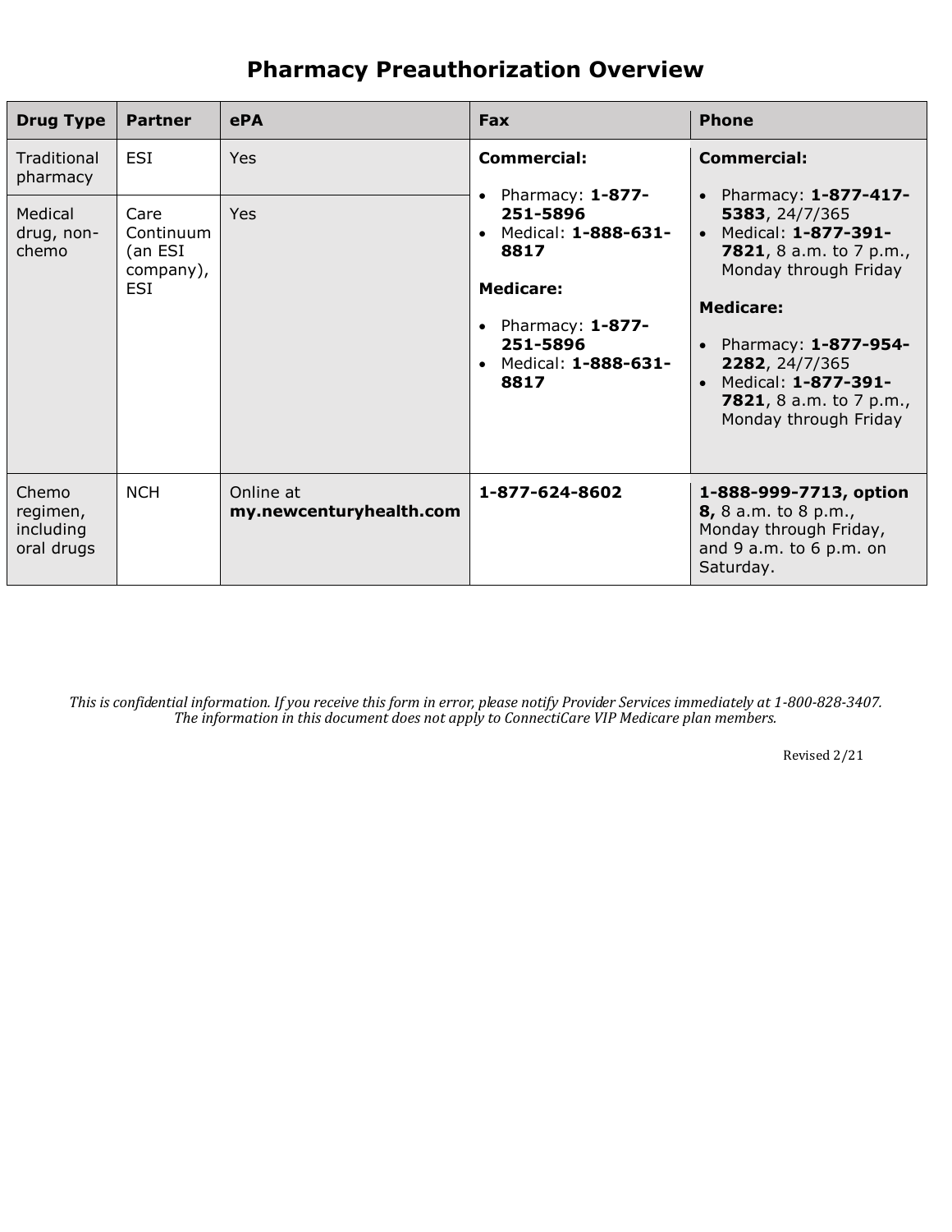# Pharmacy Preauthorization Overview

| Drug Type | Partner | ePA | Fax | Phone |
|---|---|---|---|---|
| Traditional pharmacy | ESI | Yes | **Commercial:** <br>• Pharmacy: **1-877-251-5896** <br>• Medical: **1-888-631-8817** <br><br>**Medicare:** <br>• Pharmacy: **1-877-251-5896** <br>• Medical: **1-888-631-8817** | **Commercial:** <br>• Pharmacy: **1-877-417-5383**, 24/7/365 <br>• Medical: **1-877-391-7821**, 8 a.m. to 7 p.m., Monday through Friday <br><br>**Medicare:** <br>• Pharmacy: **1-877-954-2282**, 24/7/365 <br>• Medical: **1-877-391-7821**, 8 a.m. to 7 p.m., Monday through Friday |
| Medical drug, non-chemo | Care Continuum (an ESI company), ESI | Yes | | |
| Chemo regimen, including oral drugs | NCH | Online at **my.newcenturyhealth.com** | **1-877-624-8602** | **1-888-999-7713, option 8,** 8 a.m. to 8 p.m., Monday through Friday, and 9 a.m. to 6 p.m. on Saturday. |

*This is confidential information. If you receive this form in error, please notify Provider Services immediately at 1-800-828-3407. The information in this document does not apply to ConnectiCare VIP Medicare plan members.*

Revised 2/21